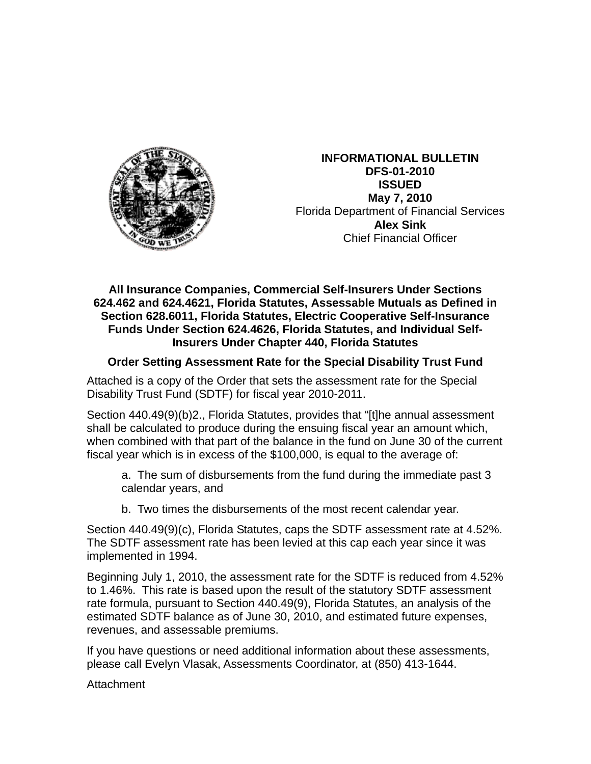**INFORMATIONAL BULLETIN**
**DFS-01-2010**
**ISSUED**
**May 7, 2010**
Florida Department of Financial Services
**Alex Sink**
Chief Financial Officer

## All Insurance Companies, Commercial Self-Insurers Under Sections 624.462 and 624.4621, Florida Statutes, Assessable Mutuals as Defined in Section 628.6011, Florida Statutes, Electric Cooperative Self-Insurance Funds Under Section 624.4626, Florida Statutes, and Individual Self-Insurers Under Chapter 440, Florida Statutes

### Order Setting Assessment Rate for the Special Disability Trust Fund

Attached is a copy of the Order that sets the assessment rate for the Special Disability Trust Fund (SDTF) for fiscal year 2010-2011.

Section 440.49(9)(b)2., Florida Statutes, provides that "[t]he annual assessment shall be calculated to produce during the ensuing fiscal year an amount which, when combined with that part of the balance in the fund on June 30 of the current fiscal year which is in excess of the $100,000, is equal to the average of:

> a. The sum of disbursements from the fund during the immediate past 3 calendar years, and
>
> b. Two times the disbursements of the most recent calendar year.

Section 440.49(9)(c), Florida Statutes, caps the SDTF assessment rate at 4.52%. The SDTF assessment rate has been levied at this cap each year since it was implemented in 1994.

Beginning July 1, 2010, the assessment rate for the SDTF is reduced from 4.52% to 1.46%. This rate is based upon the result of the statutory SDTF assessment rate formula, pursuant to Section 440.49(9), Florida Statutes, an analysis of the estimated SDTF balance as of June 30, 2010, and estimated future expenses, revenues, and assessable premiums.

If you have questions or need additional information about these assessments, please call Evelyn Vlasak, Assessments Coordinator, at (850) 413-1644.

Attachment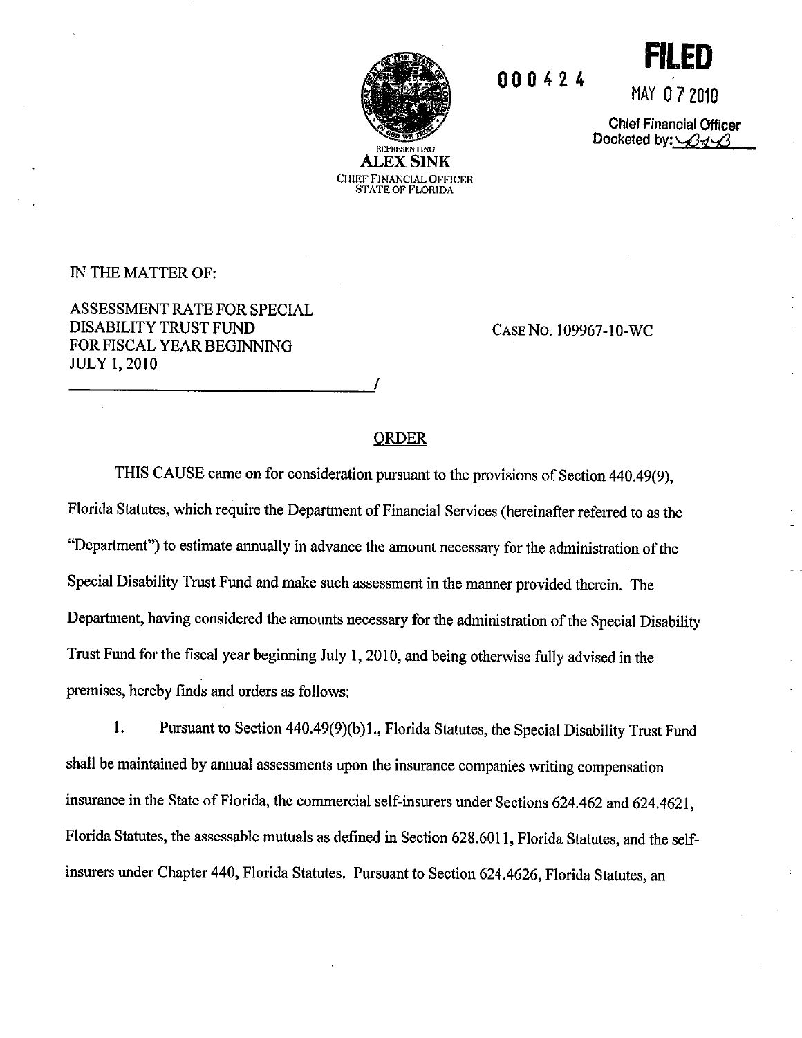000424

**FILED**

MAY 07 2010

Chief Financial Officer
Docketed by: BAB

REPRESENTING
**ALEX SINK**
CHIEF FINANCIAL OFFICER
STATE OF FLORIDA

IN THE MATTER OF:

ASSESSMENT RATE FOR SPECIAL DISABILITY TRUST FUND FOR FISCAL YEAR BEGINNING JULY 1, 2010
______________________________/

CASE NO. 109967-10-WC

## ORDER

THIS CAUSE came on for consideration pursuant to the provisions of Section 440.49(9), Florida Statutes, which require the Department of Financial Services (hereinafter referred to as the "Department") to estimate annually in advance the amount necessary for the administration of the Special Disability Trust Fund and make such assessment in the manner provided therein. The Department, having considered the amounts necessary for the administration of the Special Disability Trust Fund for the fiscal year beginning July 1, 2010, and being otherwise fully advised in the premises, hereby finds and orders as follows:

1. Pursuant to Section 440.49(9)(b)1., Florida Statutes, the Special Disability Trust Fund shall be maintained by annual assessments upon the insurance companies writing compensation insurance in the State of Florida, the commercial self-insurers under Sections 624.462 and 624.4621, Florida Statutes, the assessable mutuals as defined in Section 628.6011, Florida Statutes, and the self-insurers under Chapter 440, Florida Statutes. Pursuant to Section 624.4626, Florida Statutes, an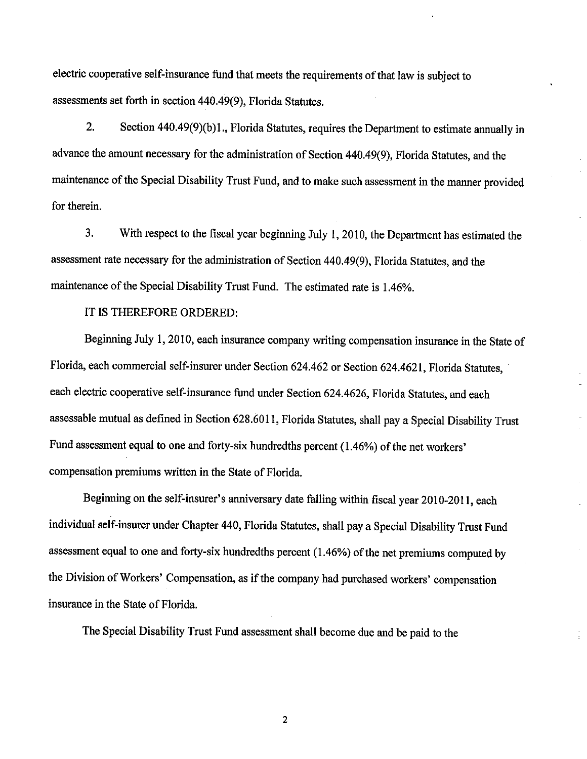electric cooperative self-insurance fund that meets the requirements of that law is subject to assessments set forth in section 440.49(9), Florida Statutes.

2. Section 440.49(9)(b)1., Florida Statutes, requires the Department to estimate annually in advance the amount necessary for the administration of Section 440.49(9), Florida Statutes, and the maintenance of the Special Disability Trust Fund, and to make such assessment in the manner provided for therein.

3. With respect to the fiscal year beginning July 1, 2010, the Department has estimated the assessment rate necessary for the administration of Section 440.49(9), Florida Statutes, and the maintenance of the Special Disability Trust Fund. The estimated rate is 1.46%.

IT IS THEREFORE ORDERED:

Beginning July 1, 2010, each insurance company writing compensation insurance in the State of Florida, each commercial self-insurer under Section 624.462 or Section 624.4621, Florida Statutes, each electric cooperative self-insurance fund under Section 624.4626, Florida Statutes, and each assessable mutual as defined in Section 628.6011, Florida Statutes, shall pay a Special Disability Trust Fund assessment equal to one and forty-six hundredths percent (1.46%) of the net workers' compensation premiums written in the State of Florida.

Beginning on the self-insurer's anniversary date falling within fiscal year 2010-2011, each individual self-insurer under Chapter 440, Florida Statutes, shall pay a Special Disability Trust Fund assessment equal to one and forty-six hundredths percent (1.46%) of the net premiums computed by the Division of Workers' Compensation, as if the company had purchased workers' compensation insurance in the State of Florida.

The Special Disability Trust Fund assessment shall become due and be paid to the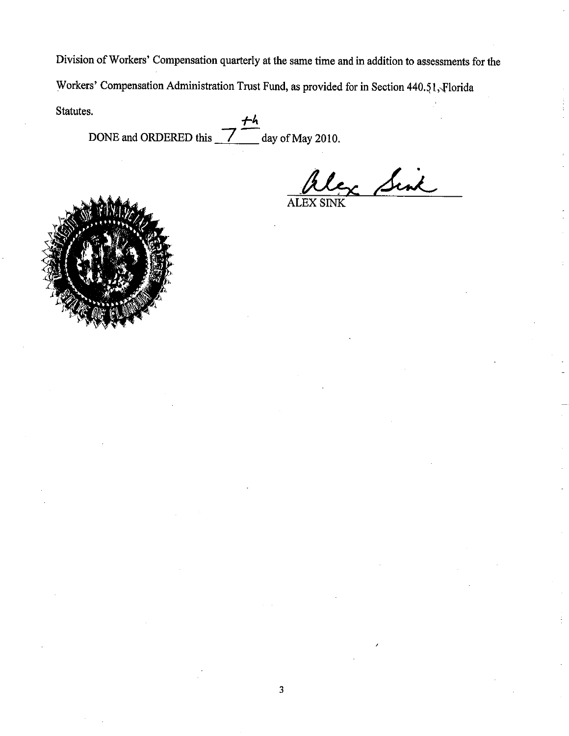Division of Workers' Compensation quarterly at the same time and in addition to assessments for the Workers' Compensation Administration Trust Fund, as provided for in Section 440.51, Florida Statutes.

DONE and ORDERED this 7th day of May 2010.

ALEX SINK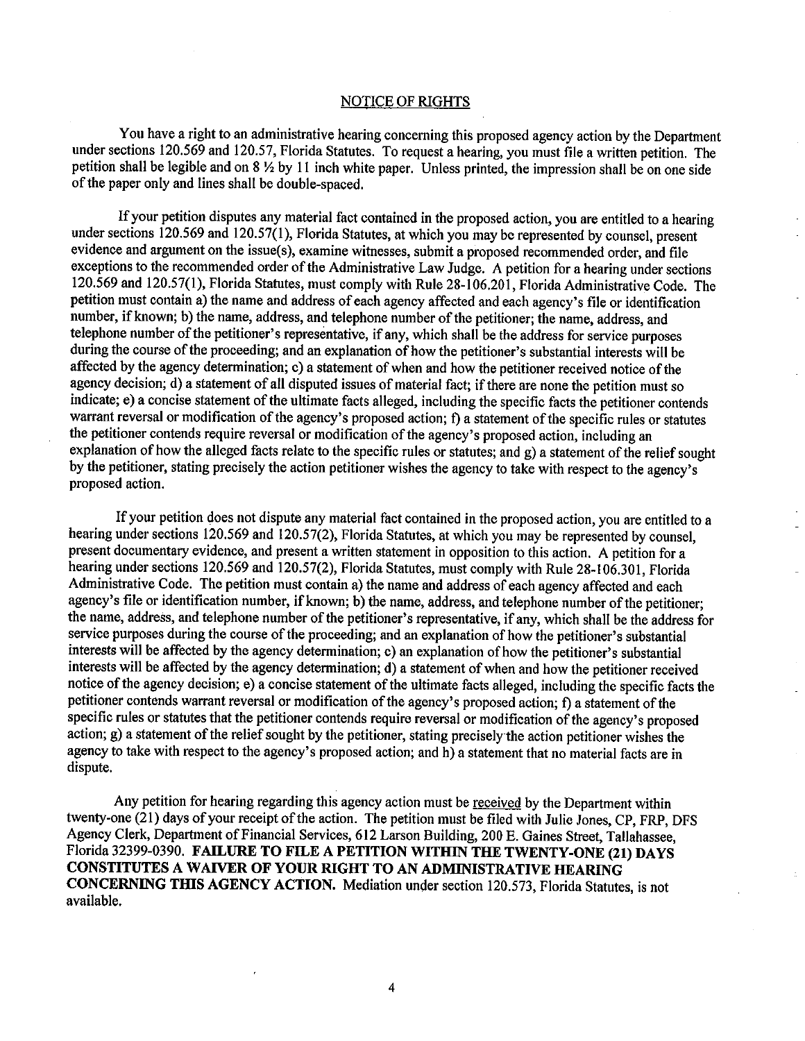## NOTICE OF RIGHTS

You have a right to an administrative hearing concerning this proposed agency action by the Department under sections 120.569 and 120.57, Florida Statutes. To request a hearing, you must file a written petition. The petition shall be legible and on 8 ½ by 11 inch white paper. Unless printed, the impression shall be on one side of the paper only and lines shall be double-spaced.

If your petition disputes any material fact contained in the proposed action, you are entitled to a hearing under sections 120.569 and 120.57(1), Florida Statutes, at which you may be represented by counsel, present evidence and argument on the issue(s), examine witnesses, submit a proposed recommended order, and file exceptions to the recommended order of the Administrative Law Judge. A petition for a hearing under sections 120.569 and 120.57(1), Florida Statutes, must comply with Rule 28-106.201, Florida Administrative Code. The petition must contain a) the name and address of each agency affected and each agency's file or identification number, if known; b) the name, address, and telephone number of the petitioner; the name, address, and telephone number of the petitioner's representative, if any, which shall be the address for service purposes during the course of the proceeding; and an explanation of how the petitioner's substantial interests will be affected by the agency determination; c) a statement of when and how the petitioner received notice of the agency decision; d) a statement of all disputed issues of material fact; if there are none the petition must so indicate; e) a concise statement of the ultimate facts alleged, including the specific facts the petitioner contends warrant reversal or modification of the agency's proposed action; f) a statement of the specific rules or statutes the petitioner contends require reversal or modification of the agency's proposed action, including an explanation of how the alleged facts relate to the specific rules or statutes; and g) a statement of the relief sought by the petitioner, stating precisely the action petitioner wishes the agency to take with respect to the agency's proposed action.

If your petition does not dispute any material fact contained in the proposed action, you are entitled to a hearing under sections 120.569 and 120.57(2), Florida Statutes, at which you may be represented by counsel, present documentary evidence, and present a written statement in opposition to this action. A petition for a hearing under sections 120.569 and 120.57(2), Florida Statutes, must comply with Rule 28-106.301, Florida Administrative Code. The petition must contain a) the name and address of each agency affected and each agency's file or identification number, if known; b) the name, address, and telephone number of the petitioner; the name, address, and telephone number of the petitioner's representative, if any, which shall be the address for service purposes during the course of the proceeding; and an explanation of how the petitioner's substantial interests will be affected by the agency determination; c) an explanation of how the petitioner's substantial interests will be affected by the agency determination; d) a statement of when and how the petitioner received notice of the agency decision; e) a concise statement of the ultimate facts alleged, including the specific facts the petitioner contends warrant reversal or modification of the agency's proposed action; f) a statement of the specific rules or statutes that the petitioner contends require reversal or modification of the agency's proposed action; g) a statement of the relief sought by the petitioner, stating precisely the action petitioner wishes the agency to take with respect to the agency's proposed action; and h) a statement that no material facts are in dispute.

Any petition for hearing regarding this agency action must be received by the Department within twenty-one (21) days of your receipt of the action. The petition must be filed with Julie Jones, CP, FRP, DFS Agency Clerk, Department of Financial Services, 612 Larson Building, 200 E. Gaines Street, Tallahassee, Florida 32399-0390. **FAILURE TO FILE A PETITION WITHIN THE TWENTY-ONE (21) DAYS CONSTITUTES A WAIVER OF YOUR RIGHT TO AN ADMINISTRATIVE HEARING CONCERNING THIS AGENCY ACTION.** Mediation under section 120.573, Florida Statutes, is not available.